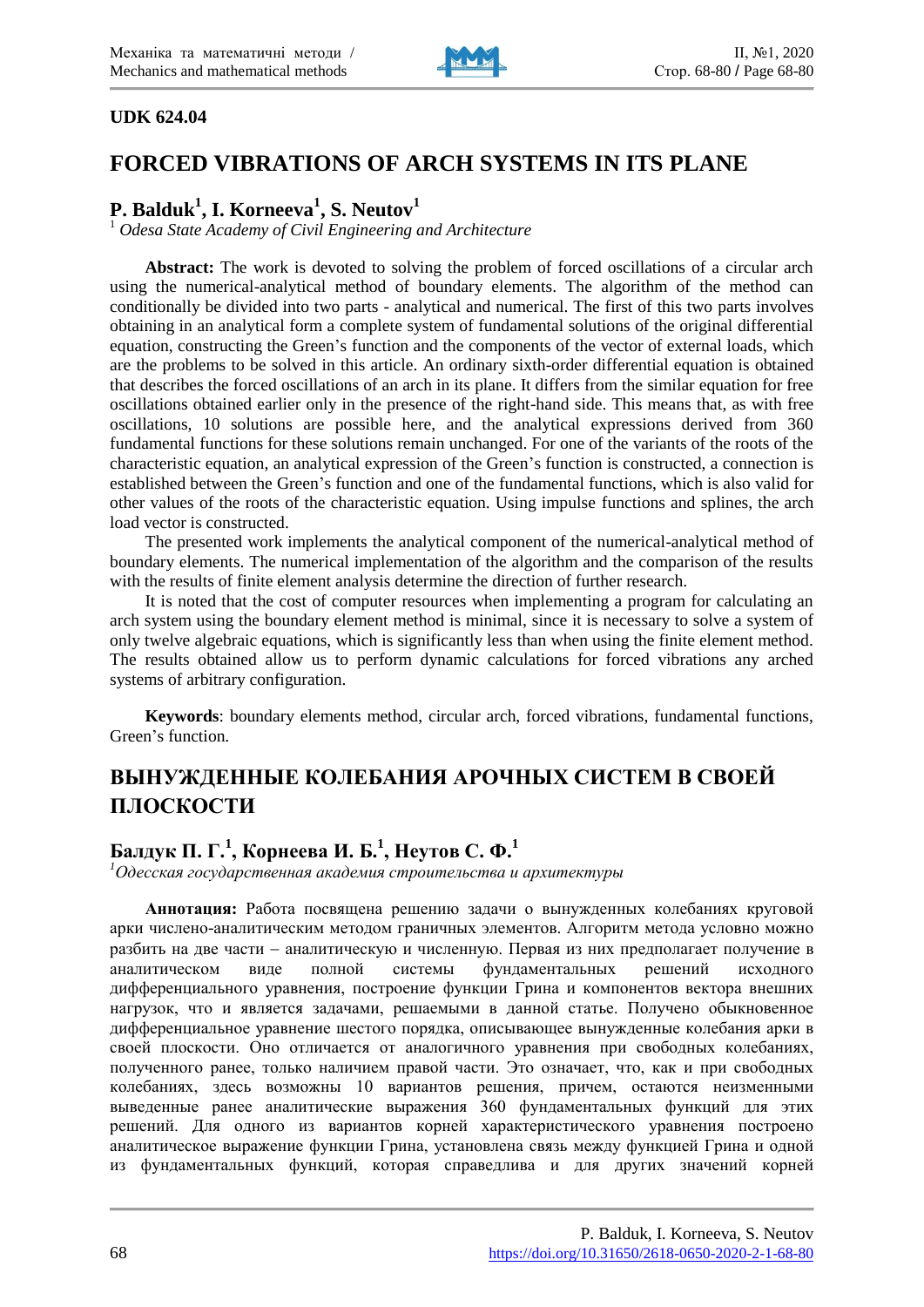**UDK 624.04**

# FORCED VIBRATIONS OF ARCH SYSTEMS IN ITS PLANE

## P. Balduk[1], I. Korneeva[1], S. Neutov[1]

[1] *Odesa State Academy of Civil Engineering and Architecture*

**Abstract:** The work is devoted to solving the problem of forced oscillations of a circular arch using the numerical-analytical method of boundary elements. The algorithm of the method can conditionally be divided into two parts - analytical and numerical. The first of this two parts involves obtaining in an analytical form a complete system of fundamental solutions of the original differential equation, constructing the Green's function and the components of the vector of external loads, which are the problems to be solved in this article. An ordinary sixth-order differential equation is obtained that describes the forced oscillations of an arch in its plane. It differs from the similar equation for free oscillations obtained earlier only in the presence of the right-hand side. This means that, as with free oscillations, 10 solutions are possible here, and the analytical expressions derived from 360 fundamental functions for these solutions remain unchanged. For one of the variants of the roots of the characteristic equation, an analytical expression of the Green's function is constructed, a connection is established between the Green's function and one of the fundamental functions, which is also valid for other values of the roots of the characteristic equation. Using impulse functions and splines, the arch load vector is constructed.

The presented work implements the analytical component of the numerical-analytical method of boundary elements. The numerical implementation of the algorithm and the comparison of the results with the results of finite element analysis determine the direction of further research.

It is noted that the cost of computer resources when implementing a program for calculating an arch system using the boundary element method is minimal, since it is necessary to solve a system of only twelve algebraic equations, which is significantly less than when using the finite element method. The results obtained allow us to perform dynamic calculations for forced vibrations any arched systems of arbitrary configuration.

**Keywords**: boundary elements method, circular arch, forced vibrations, fundamental functions, Green's function.

# ВЫНУЖДЕННЫЕ КОЛЕБАНИЯ АРОЧНЫХ СИСТЕМ В СВОЕЙ ПЛОСКОСТИ

## Балдук П. Г.[1], Корнеева И. Б.[1], Неутов С. Ф.[1]

[1]*Одесская государственная академия строительства и архитектуры*

**Аннотация:** Работа посвящена решению задачи о вынужденных колебаниях круговой арки численно-аналитическим методом граничных элементов. Алгоритм метода условно можно разбить на две части – аналитическую и численную. Первая из них предполагает получение в аналитическом виде полной системы фундаментальных решений исходного дифференциального уравнения, построение функции Грина и компонентов вектора внешних нагрузок, что и является задачами, решаемыми в данной статье. Получено обыкновенное дифференциальное уравнение шестого порядка, описывающее вынужденные колебания арки в своей плоскости. Оно отличается от аналогичного уравнения при свободных колебаниях, полученного ранее, только наличием правой части. Это означает, что, как и при свободных колебаниях, здесь возможны 10 вариантов решения, причем, остаются неизменными выведенные ранее аналитические выражения 360 фундаментальных функций для этих решений. Для одного из вариантов корней характеристического уравнения построено аналитическое выражение функции Грина, установлена связь между функцией Грина и одной из фундаментальных функций, которая справедлива и для других значений корней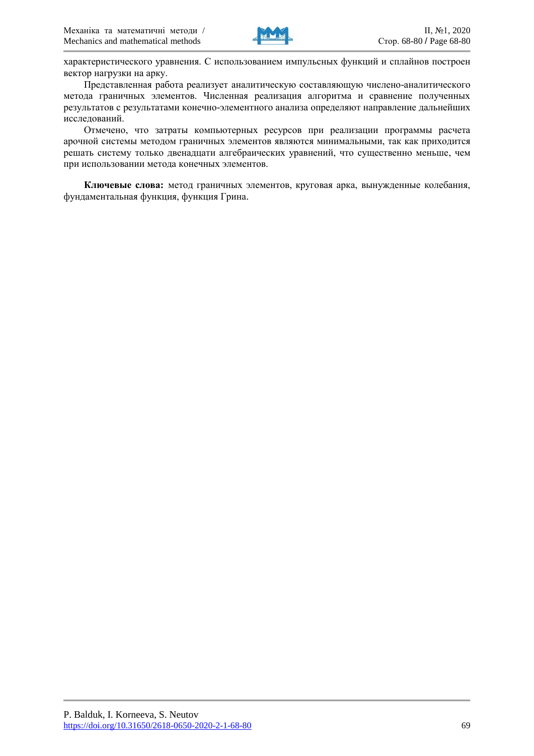характеристического уравнения. С использованием импульсных функций и сплайнов построен вектор нагрузки на арку.

Представленная работа реализует аналитическую составляющую численно-аналитического метода граничных элементов. Численная реализация алгоритма и сравнение полученных результатов с результатами конечно-элементного анализа определяют направление дальнейших исследований.

Отмечено, что затраты компьютерных ресурсов при реализации программы расчета арочной системы методом граничных элементов являются минимальными, так как приходится решать систему только двенадцати алгебраических уравнений, что существенно меньше, чем при использовании метода конечных элементов.

**Ключевые слова:** метод граничных элементов, круговая арка, вынужденные колебания, фундаментальная функция, функция Грина.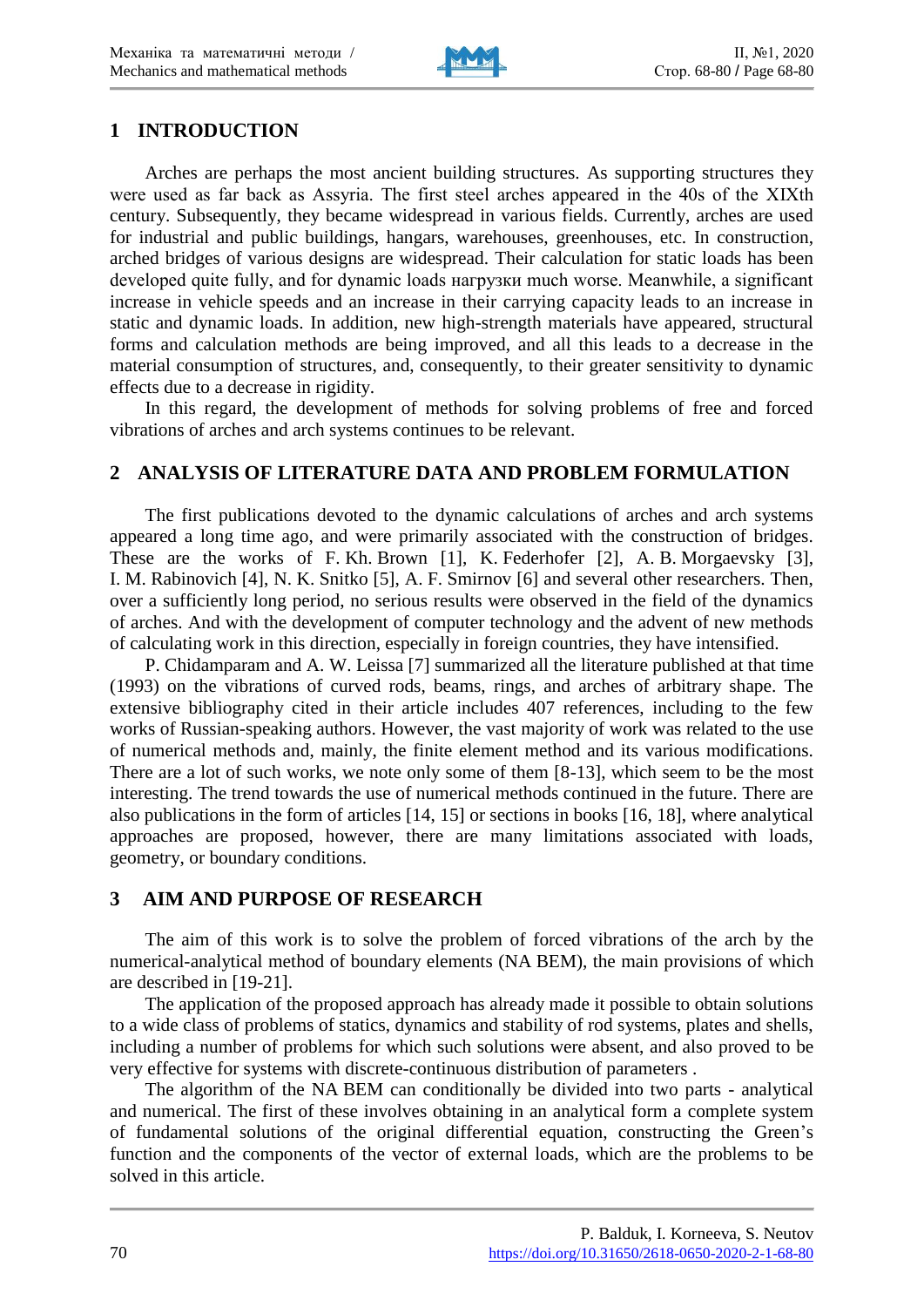## 1 INTRODUCTION

Arches are perhaps the most ancient building structures. As supporting structures they were used as far back as Assyria. The first steel arches appeared in the 40s of the XIXth century. Subsequently, they became widespread in various fields. Currently, arches are used for industrial and public buildings, hangars, warehouses, greenhouses, etc. In construction, arched bridges of various designs are widespread. Their calculation for static loads has been developed quite fully, and for dynamic loads нагрузки much worse. Meanwhile, a significant increase in vehicle speeds and an increase in their carrying capacity leads to an increase in static and dynamic loads. In addition, new high-strength materials have appeared, structural forms and calculation methods are being improved, and all this leads to a decrease in the material consumption of structures, and, consequently, to their greater sensitivity to dynamic effects due to a decrease in rigidity.

In this regard, the development of methods for solving problems of free and forced vibrations of arches and arch systems continues to be relevant.

## 2 ANALYSIS OF LITERATURE DATA AND PROBLEM FORMULATION

The first publications devoted to the dynamic calculations of arches and arch systems appeared a long time ago, and were primarily associated with the construction of bridges. These are the works of F. Kh. Brown [1], K. Federhofer [2], A. B. Morgaevsky [3], I. M. Rabinovich [4], N. K. Snitko [5], A. F. Smirnov [6] and several other researchers. Then, over a sufficiently long period, no serious results were observed in the field of the dynamics of arches. And with the development of computer technology and the advent of new methods of calculating work in this direction, especially in foreign countries, they have intensified.

P. Chidamparam and A. W. Leissa [7] summarized all the literature published at that time (1993) on the vibrations of curved rods, beams, rings, and arches of arbitrary shape. The extensive bibliography cited in their article includes 407 references, including to the few works of Russian-speaking authors. However, the vast majority of work was related to the use of numerical methods and, mainly, the finite element method and its various modifications. There are a lot of such works, we note only some of them [8-13], which seem to be the most interesting. The trend towards the use of numerical methods continued in the future. There are also publications in the form of articles [14, 15] or sections in books [16, 18], where analytical approaches are proposed, however, there are many limitations associated with loads, geometry, or boundary conditions.

## 3 AIM AND PURPOSE OF RESEARCH

The aim of this work is to solve the problem of forced vibrations of the arch by the numerical-analytical method of boundary elements (NA BEM), the main provisions of which are described in [19-21].

The application of the proposed approach has already made it possible to obtain solutions to a wide class of problems of statics, dynamics and stability of rod systems, plates and shells, including a number of problems for which such solutions were absent, and also proved to be very effective for systems with discrete-continuous distribution of parameters .

The algorithm of the NA BEM can conditionally be divided into two parts - analytical and numerical. The first of these involves obtaining in an analytical form a complete system of fundamental solutions of the original differential equation, constructing the Green's function and the components of the vector of external loads, which are the problems to be solved in this article.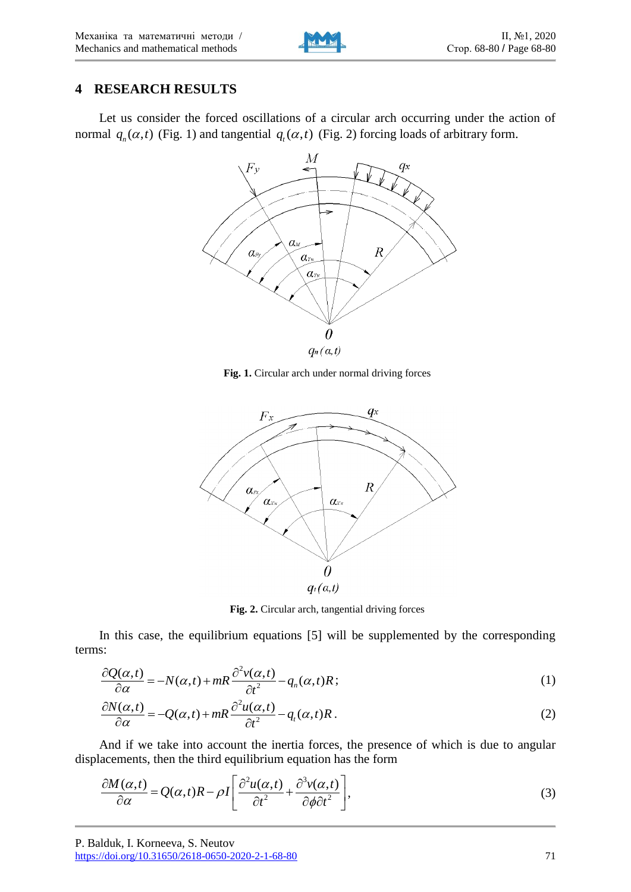## 4 RESEARCH RESULTS

Let us consider the forced oscillations of a circular arch occurring under the action of normal $q_n(\alpha,t)$ (Fig. 1) and tangential $q_t(\alpha,t)$ (Fig. 2) forcing loads of arbitrary form.

**Fig. 1.** Circular arch under normal driving forces

**Fig. 2.** Circular arch, tangential driving forces

In this case, the equilibrium equations [5] will be supplemented by the corresponding terms:

$$\frac{\partial Q(\alpha,t)}{\partial \alpha} = -N(\alpha,t) + mR\frac{\partial^2 v(\alpha,t)}{\partial t^2} - q_n(\alpha,t)R; \tag{1}$$

$$\frac{\partial N(\alpha,t)}{\partial \alpha} = -Q(\alpha,t) + mR\frac{\partial^2 u(\alpha,t)}{\partial t^2} - q_t(\alpha,t)R. \tag{2}$$

And if we take into account the inertia forces, the presence of which is due to angular displacements, then the third equilibrium equation has the form

$$\frac{\partial M(\alpha,t)}{\partial \alpha} = Q(\alpha,t)R - \rho I\left[\frac{\partial^2 u(\alpha,t)}{\partial t^2} + \frac{\partial^3 v(\alpha,t)}{\partial \phi \partial t^2}\right], \tag{3}$$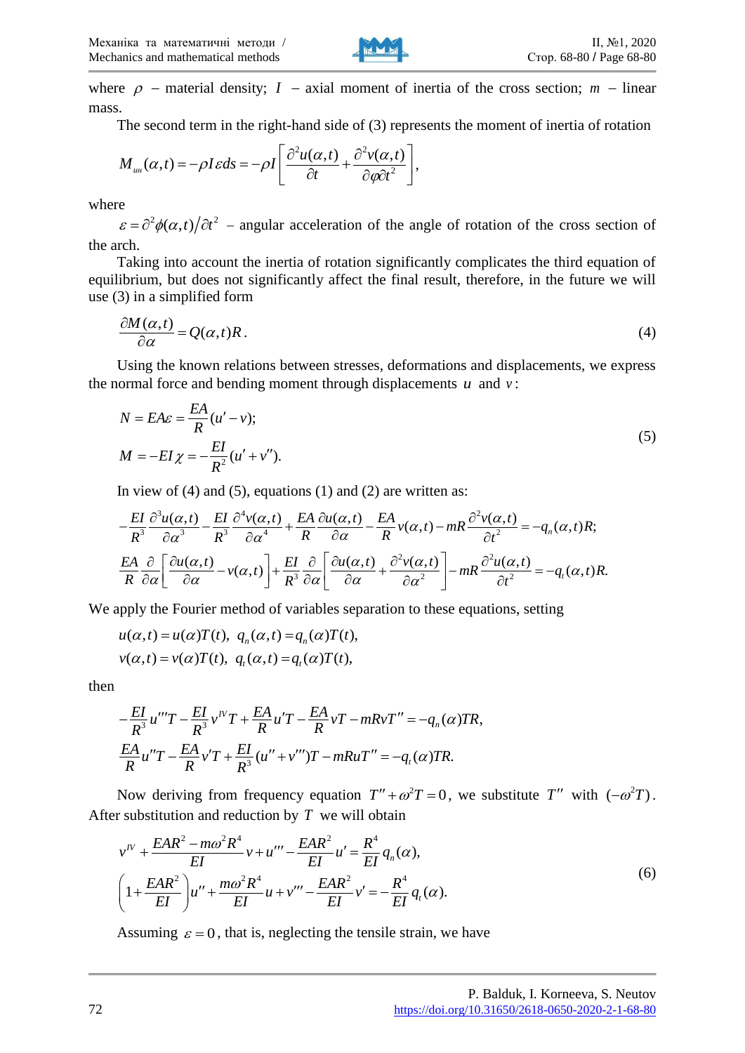where $\rho$ – material density; $I$ – axial moment of inertia of the cross section; $m$ – linear mass.

The second term in the right-hand side of (3) represents the moment of inertia of rotation

$$M_{ш}(\alpha,t) = -\rho I \varepsilon ds = -\rho I \left[ \frac{\partial^2 u(\alpha,t)}{\partial t} + \frac{\partial^2 v(\alpha,t)}{\partial \varphi \partial t^2} \right],$$

where

$\varepsilon = \partial^2 \phi(\alpha,t) / \partial t^2$ – angular acceleration of the angle of rotation of the cross section of the arch.

Taking into account the inertia of rotation significantly complicates the third equation of equilibrium, but does not significantly affect the final result, therefore, in the future we will use (3) in a simplified form

$$\frac{\partial M(\alpha,t)}{\partial \alpha} = Q(\alpha,t)R. \tag{4}$$

Using the known relations between stresses, deformations and displacements, we express the normal force and bending moment through displacements $u$ and $v$:

$$\begin{aligned} N &= EA\varepsilon = \frac{EA}{R}(u' - v); \\ M &= -EI\chi = -\frac{EI}{R^2}(u' + v''). \end{aligned} \tag{5}$$

In view of (4) and (5), equations (1) and (2) are written as:

$$-\frac{EI}{R^3}\frac{\partial^3 u(\alpha,t)}{\partial \alpha^3} - \frac{EI}{R^3}\frac{\partial^4 v(\alpha,t)}{\partial \alpha^4} + \frac{EA}{R}\frac{\partial u(\alpha,t)}{\partial \alpha} - \frac{EA}{R}v(\alpha,t) - mR\frac{\partial^2 v(\alpha,t)}{\partial t^2} = -q_n(\alpha,t)R;$$

$$\frac{EA}{R}\frac{\partial}{\partial \alpha}\left[\frac{\partial u(\alpha,t)}{\partial \alpha} - v(\alpha,t)\right] + \frac{EI}{R^3}\frac{\partial}{\partial \alpha}\left[\frac{\partial u(\alpha,t)}{\partial \alpha} + \frac{\partial^2 v(\alpha,t)}{\partial \alpha^2}\right] - mR\frac{\partial^2 u(\alpha,t)}{\partial t^2} = -q_t(\alpha,t)R.$$

We apply the Fourier method of variables separation to these equations, setting

$$\begin{aligned} &u(\alpha,t) = u(\alpha)T(t), \;\; q_n(\alpha,t) = q_n(\alpha)T(t), \\ &v(\alpha,t) = v(\alpha)T(t), \;\; q_t(\alpha,t) = q_t(\alpha)T(t), \end{aligned}$$

then

$$\begin{aligned} &-\frac{EI}{R^3}u'''T - \frac{EI}{R^3}v^{IV}T + \frac{EA}{R}u'T - \frac{EA}{R}vT - mRvT'' = -q_n(\alpha)TR, \\ &\frac{EA}{R}u''T - \frac{EA}{R}v'T + \frac{EI}{R^3}(u'' + v''')T - mRuT'' = -q_t(\alpha)TR. \end{aligned}$$

Now deriving from frequency equation $T'' + \omega^2 T = 0$, we substitute $T''$ with $(-\omega^2 T)$. After substitution and reduction by $T$ we will obtain

$$\begin{aligned} &v^{IV} + \frac{EAR^2 - m\omega^2 R^4}{EI}v + u''' - \frac{EAR^2}{EI}u' = \frac{R^4}{EI}q_n(\alpha), \\ &\left(1 + \frac{EAR^2}{EI}\right)u'' + \frac{m\omega^2 R^4}{EI}u + v''' - \frac{EAR^2}{EI}v' = -\frac{R^4}{EI}q_t(\alpha). \end{aligned} \tag{6}$$

Assuming $\varepsilon = 0$, that is, neglecting the tensile strain, we have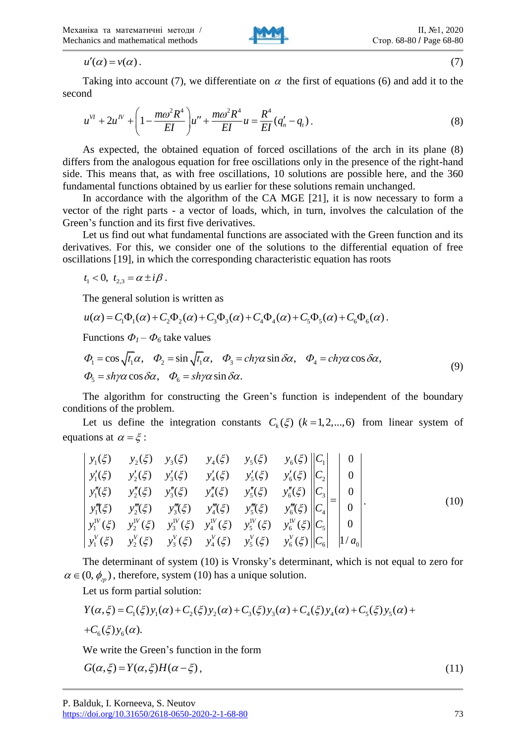$$u'(\alpha) = v(\alpha). \tag{7}$$

Taking into account (7), we differentiate on $\alpha$ the first of equations (6) and add it to the second

$$u^{VI} + 2u^{IV} + \left(1 - \frac{m\omega^2 R^4}{EI}\right)u'' + \frac{m\omega^2 R^4}{EI}u = \frac{R^4}{EI}(q_n' - q_t). \tag{8}$$

As expected, the obtained equation of forced oscillations of the arch in its plane (8) differs from the analogous equation for free oscillations only in the presence of the right-hand side. This means that, as with free oscillations, 10 solutions are possible here, and the 360 fundamental functions obtained by us earlier for these solutions remain unchanged.

In accordance with the algorithm of the CA MGE [21], it is now necessary to form a vector of the right parts - a vector of loads, which, in turn, involves the calculation of the Green's function and its first five derivatives.

Let us find out what fundamental functions are associated with the Green function and its derivatives. For this, we consider one of the solutions to the differential equation of free oscillations [19], in which the corresponding characteristic equation has roots

$$t_1 < 0, \; t_{2,3} = \alpha \pm i\beta.$$

The general solution is written as

$$u(\alpha) = C_1\Phi_1(\alpha) + C_2\Phi_2(\alpha) + C_3\Phi_3(\alpha) + C_4\Phi_4(\alpha) + C_5\Phi_5(\alpha) + C_6\Phi_6(\alpha).$$

Functions $\Phi_1 - \Phi_6$ take values

$$\begin{gathered} \Phi_1 = \cos\sqrt{t_1}\alpha, \quad \Phi_2 = \sin\sqrt{t_1}\alpha, \quad \Phi_3 = ch\gamma\alpha\sin\delta\alpha, \quad \Phi_4 = ch\gamma\alpha\cos\delta\alpha, \\ \Phi_5 = sh\gamma\alpha\cos\delta\alpha, \quad \Phi_6 = sh\gamma\alpha\sin\delta\alpha. \end{gathered} \tag{9}$$

The algorithm for constructing the Green's function is independent of the boundary conditions of the problem.

Let us define the integration constants $C_k(\xi)$ $(k = 1, 2, \ldots, 6)$ from linear system of equations at $\alpha = \xi$:

$$\begin{vmatrix} y_1(\xi) & y_2(\xi) & y_3(\xi) & y_4(\xi) & y_5(\xi) & y_6(\xi) \\ y_1'(\xi) & y_2'(\xi) & y_3'(\xi) & y_4'(\xi) & y_5'(\xi) & y_6'(\xi) \\ y_1''(\xi) & y_2''(\xi) & y_3''(\xi) & y_4''(\xi) & y_5''(\xi) & y_6''(\xi) \\ y_1'''(\xi) & y_2'''(\xi) & y_3'''(\xi) & y_4'''(\xi) & y_5'''(\xi) & y_6'''(\xi) \\ y_1^{IV}(\xi) & y_2^{IV}(\xi) & y_3^{IV}(\xi) & y_4^{IV}(\xi) & y_5^{IV}(\xi) & y_6^{IV}(\xi) \\ y_1^{V}(\xi) & y_2^{V}(\xi) & y_3^{V}(\xi) & y_4^{V}(\xi) & y_5^{V}(\xi) & y_6^{V}(\xi) \end{vmatrix} \begin{vmatrix} C_1 \\ C_2 \\ C_3 \\ C_4 \\ C_5 \\ C_6 \end{vmatrix} = \begin{vmatrix} 0 \\ 0 \\ 0 \\ 0 \\ 0 \\ 1/a_0 \end{vmatrix}. \tag{10}$$

The determinant of system (10) is Vronsky's determinant, which is not equal to zero for $\alpha \in (0, \phi_{гр})$, therefore, system (10) has a unique solution.

Let us form partial solution:

$$\begin{gathered} Y(\alpha,\xi) = C_1(\xi)y_1(\alpha) + C_2(\xi)y_2(\alpha) + C_3(\xi)y_3(\alpha) + C_4(\xi)y_4(\alpha) + C_5(\xi)y_5(\alpha) + \\ + C_6(\xi)y_6(\alpha). \end{gathered}$$

We write the Green's function in the form

$$G(\alpha,\xi) = Y(\alpha,\xi)H(\alpha - \xi), \tag{11}$$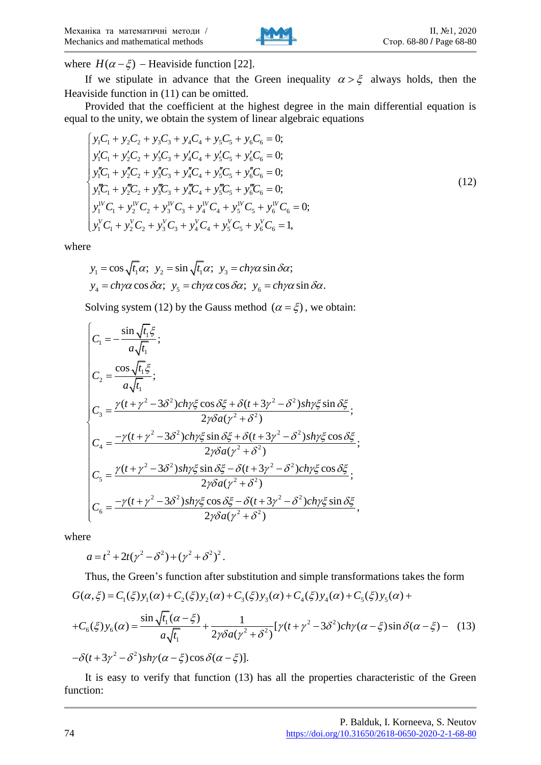where $H(\alpha-\xi)$ – Heaviside function [22].

If we stipulate in advance that the Green inequality $\alpha>\xi$ always holds, then the Heaviside function in (11) can be omitted.

Provided that the coefficient at the highest degree in the main differential equation is equal to the unity, we obtain the system of linear algebraic equations

$$\begin{cases} y_1C_1+y_2C_2+y_3C_3+y_4C_4+y_5C_5+y_6C_6=0; \\ y_1'C_1+y_2'C_2+y_3'C_3+y_4'C_4+y_5'C_5+y_6'C_6=0; \\ y_1''C_1+y_2''C_2+y_3''C_3+y_4''C_4+y_5''C_5+y_6''C_6=0; \\ y_1'''C_1+y_2'''C_2+y_3'''C_3+y_4'''C_4+y_5'''C_5+y_6'''C_6=0; \\ y_1^{IV}C_1+y_2^{IV}C_2+y_3^{IV}C_3+y_4^{IV}C_4+y_5^{IV}C_5+y_6^{IV}C_6=0; \\ y_1^{V}C_1+y_2^{V}C_2+y_3^{V}C_3+y_4^{V}C_4+y_5^{V}C_5+y_6^{V}C_6=1, \end{cases} \tag{12}$$

where

$$y_1=\cos\sqrt{t_1}\alpha;\;\; y_2=\sin\sqrt{t_1}\alpha;\;\; y_3=ch\gamma\alpha\sin\delta\alpha;$$
$$y_4=ch\gamma\alpha\cos\delta\alpha;\;\; y_5=ch\gamma\alpha\cos\delta\alpha;\;\; y_6=ch\gamma\alpha\sin\delta\alpha.$$

Solving system (12) by the Gauss method $(\alpha=\xi)$, we obtain:

$$\begin{cases} C_1=-\dfrac{\sin\sqrt{t_1}\xi}{a\sqrt{t_1}}; \\ C_2=\dfrac{\cos\sqrt{t_1}\xi}{a\sqrt{t_1}}; \\ C_3=\dfrac{\gamma(t+\gamma^2-3\delta^2)ch\gamma\xi\cos\delta\xi+\delta(t+3\gamma^2-\delta^2)sh\gamma\xi\sin\delta\xi}{2\gamma\delta a(\gamma^2+\delta^2)}; \\ C_4=\dfrac{-\gamma(t+\gamma^2-3\delta^2)ch\gamma\xi\sin\delta\xi+\delta(t+3\gamma^2-\delta^2)sh\gamma\xi\cos\delta\xi}{2\gamma\delta a(\gamma^2+\delta^2)}; \\ C_5=\dfrac{\gamma(t+\gamma^2-3\delta^2)sh\gamma\xi\sin\delta\xi-\delta(t+3\gamma^2-\delta^2)ch\gamma\xi\cos\delta\xi}{2\gamma\delta a(\gamma^2+\delta^2)}; \\ C_6=\dfrac{-\gamma(t+\gamma^2-3\delta^2)sh\gamma\xi\cos\delta\xi-\delta(t+3\gamma^2-\delta^2)ch\gamma\xi\sin\delta\xi}{2\gamma\delta a(\gamma^2+\delta^2)}, \end{cases}$$

where

$$a=t^2+2t(\gamma^2-\delta^2)+(\gamma^2+\delta^2)^2.$$

Thus, the Green's function after substitution and simple transformations takes the form

$$G(\alpha,\xi)=C_1(\xi)y_1(\alpha)+C_2(\xi)y_2(\alpha)+C_3(\xi)y_3(\alpha)+C_4(\xi)y_4(\alpha)+C_5(\xi)y_5(\alpha)+$$
$$+C_6(\xi)y_6(\alpha)=\frac{\sin\sqrt{t_1}(\alpha-\xi)}{a\sqrt{t_1}}+\frac{1}{2\gamma\delta a(\gamma^2+\delta^2)}[\gamma(t+\gamma^2-3\delta^2)ch\gamma(\alpha-\xi)\sin\delta(\alpha-\xi)- \tag{13}$$
$$-\delta(t+3\gamma^2-\delta^2)sh\gamma(\alpha-\xi)\cos\delta(\alpha-\xi)].$$

It is easy to verify that function (13) has all the properties characteristic of the Green function: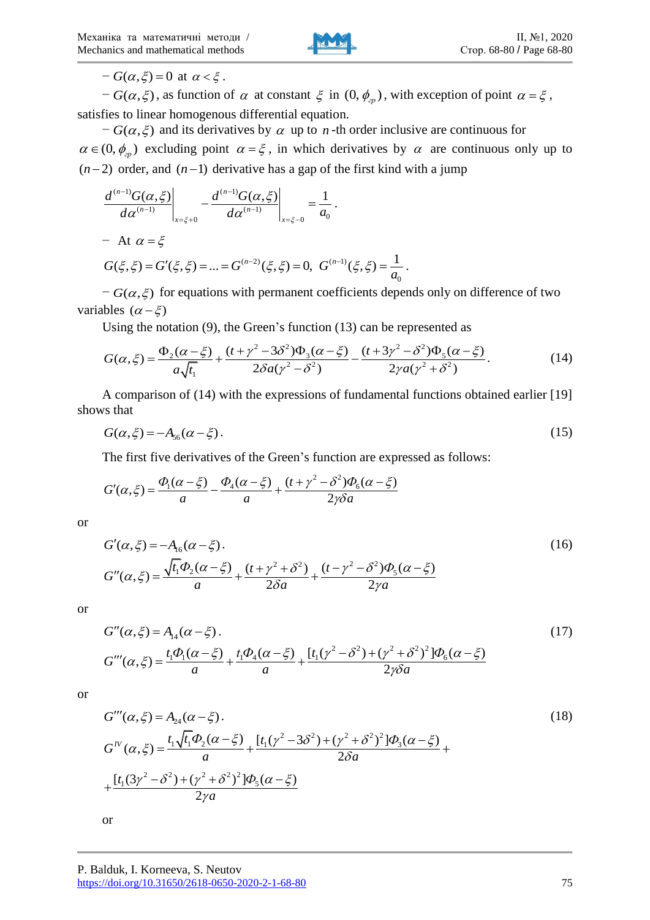– $G(\alpha,\xi)=0$ at $\alpha<\xi$.

– $G(\alpha,\xi)$, as function of $\alpha$ at constant $\xi$ in $(0,\phi_{cp})$, with exception of point $\alpha=\xi$, satisfies to linear homogenous differential equation.

– $G(\alpha,\xi)$ and its derivatives by $\alpha$ up to $n$-th order inclusive are continuous for $\alpha\in(0,\phi_{cp})$ excluding point $\alpha=\xi$, in which derivatives by $\alpha$ are continuous only up to $(n-2)$ order, and $(n-1)$ derivative has a gap of the first kind with a jump

$$\left.\frac{d^{(n-1)}G(\alpha,\xi)}{d\alpha^{(n-1)}}\right|_{x=\xi+0}-\left.\frac{d^{(n-1)}G(\alpha,\xi)}{d\alpha^{(n-1)}}\right|_{x=\xi-0}=\frac{1}{a_0}.$$

– At $\alpha=\xi$

$$G(\xi,\xi)=G'(\xi,\xi)=...=G^{(n-2)}(\xi,\xi)=0,\ G^{(n-1)}(\xi,\xi)=\frac{1}{a_0}.$$

– $G(\alpha,\xi)$ for equations with permanent coefficients depends only on difference of two variables $(\alpha-\xi)$

Using the notation (9), the Green's function (13) can be represented as

$$G(\alpha,\xi)=\frac{\Phi_2(\alpha-\xi)}{a\sqrt{t_1}}+\frac{(t+\gamma^2-3\delta^2)\Phi_3(\alpha-\xi)}{2\delta a(\gamma^2-\delta^2)}-\frac{(t+3\gamma^2-\delta^2)\Phi_5(\alpha-\xi)}{2\gamma a(\gamma^2+\delta^2)}. \tag{14}$$

A comparison of (14) with the expressions of fundamental functions obtained earlier [19] shows that

$$G(\alpha,\xi)=-A_{56}(\alpha-\xi). \tag{15}$$

The first five derivatives of the Green's function are expressed as follows:

$$G'(\alpha,\xi)=\frac{\Phi_1(\alpha-\xi)}{a}-\frac{\Phi_4(\alpha-\xi)}{a}+\frac{(t+\gamma^2-\delta^2)\Phi_6(\alpha-\xi)}{2\gamma\delta a}$$

or

$$G'(\alpha,\xi)=-A_{16}(\alpha-\xi). \tag{16}$$

$$G''(\alpha,\xi)=\frac{\sqrt{t_1}\Phi_2(\alpha-\xi)}{a}+\frac{(t+\gamma^2+\delta^2)}{2\delta a}+\frac{(t-\gamma^2-\delta^2)\Phi_5(\alpha-\xi)}{2\gamma a}$$

or

$$G''(\alpha,\xi)=A_{14}(\alpha-\xi). \tag{17}$$

$$G'''(\alpha,\xi)=\frac{t_1\Phi_1(\alpha-\xi)}{a}+\frac{t_1\Phi_4(\alpha-\xi)}{a}+\frac{[t_1(\gamma^2-\delta^2)+(\gamma^2+\delta^2)^2]\Phi_6(\alpha-\xi)}{2\gamma\delta a}$$

or

$$G'''(\alpha,\xi)=A_{24}(\alpha-\xi). \tag{18}$$

$$G^{IV}(\alpha,\xi)=\frac{t_1\sqrt{t_1}\Phi_2(\alpha-\xi)}{a}+\frac{[t_1(\gamma^2-3\delta^2)+(\gamma^2+\delta^2)^2]\Phi_3(\alpha-\xi)}{2\delta a}+$$

$$+\frac{[t_1(3\gamma^2-\delta^2)+(\gamma^2+\delta^2)^2]\Phi_5(\alpha-\xi)}{2\gamma a}$$

or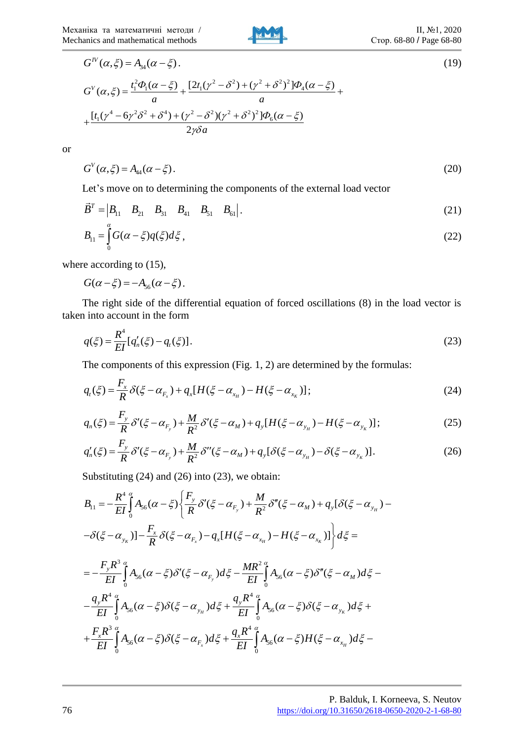$$G^{IV}(\alpha,\xi) = A_{34}(\alpha-\xi). \tag{19}$$

$$G^{V}(\alpha,\xi) = \frac{t_1^2\Phi_1(\alpha-\xi)}{a} + \frac{[2t_1(\gamma^2-\delta^2)+(\gamma^2+\delta^2)^2]\Phi_4(\alpha-\xi)}{a} +$$
$$+\frac{[t_1(\gamma^4-6\gamma^2\delta^2+\delta^4)+(\gamma^2-\delta^2)(\gamma^2+\delta^2)^2]\Phi_6(\alpha-\xi)}{2\gamma\delta a}$$

or

$$G^{V}(\alpha,\xi) = A_{44}(\alpha-\xi). \tag{20}$$

Let's move on to determining the components of the external load vector

$$\vec{B}^T = \begin{vmatrix} B_{11} & B_{21} & B_{31} & B_{41} & B_{51} & B_{61} \end{vmatrix}. \tag{21}$$

$$B_{11} = \int_0^{\alpha} G(\alpha-\xi)q(\xi)d\xi\,, \tag{22}$$

where according to (15),

$$G(\alpha-\xi) = -A_{56}(\alpha-\xi).$$

The right side of the differential equation of forced oscillations (8) in the load vector is taken into account in the form

$$q(\xi) = \frac{R^4}{EI}[q_n'(\xi) - q_t(\xi)]. \tag{23}$$

The components of this expression (Fig. 1, 2) are determined by the formulas:

$$q_t(\xi) = \frac{F_x}{R}\delta(\xi-\alpha_{F_x}) + q_x[H(\xi-\alpha_{x_H}) - H(\xi-\alpha_{x_K})]; \tag{24}$$

$$q_n(\xi) = \frac{F_y}{R}\delta'(\xi-\alpha_{F_y}) + \frac{M}{R^2}\delta'(\xi-\alpha_M) + q_y[H(\xi-\alpha_{y_H}) - H(\xi-\alpha_{y_K})]; \tag{25}$$

$$q_n'(\xi) = \frac{F_y}{R}\delta'(\xi-\alpha_{F_y}) + \frac{M}{R^2}\delta''(\xi-\alpha_M) + q_y[\delta(\xi-\alpha_{y_H}) - \delta(\xi-\alpha_{y_K})]. \tag{26}$$

Substituting (24) and (26) into (23), we obtain:

$$B_{11} = -\frac{R^4}{EI}\int_0^{\alpha} A_{56}(\alpha-\xi)\left\{\frac{F_y}{R}\delta'(\xi-\alpha_{F_y}) + \frac{M}{R^2}\delta''(\xi-\alpha_M) + q_y[\delta(\xi-\alpha_{y_H}) -\right.$$
$$\left.-\delta(\xi-\alpha_{y_K})] - \frac{F_x}{R}\delta(\xi-\alpha_{F_x}) - q_x[H(\xi-\alpha_{x_H}) - H(\xi-\alpha_{x_K})]\right\}d\xi =$$
$$= -\frac{F_yR^3}{EI}\int_0^{\alpha} A_{56}(\alpha-\xi)\delta'(\xi-\alpha_{F_y})d\xi - \frac{MR^2}{EI}\int_0^{\alpha} A_{56}(\alpha-\xi)\delta''(\xi-\alpha_M)d\xi -$$
$$-\frac{q_yR^4}{EI}\int_0^{\alpha} A_{56}(\alpha-\xi)\delta(\xi-\alpha_{y_H})d\xi + \frac{q_yR^4}{EI}\int_0^{\alpha} A_{56}(\alpha-\xi)\delta(\xi-\alpha_{y_K})d\xi +$$
$$+\frac{F_xR^3}{EI}\int_0^{\alpha} A_{56}(\alpha-\xi)\delta(\xi-\alpha_{F_x})d\xi + \frac{q_xR^4}{EI}\int_0^{\alpha} A_{56}(\alpha-\xi)H(\xi-\alpha_{x_H})d\xi -$$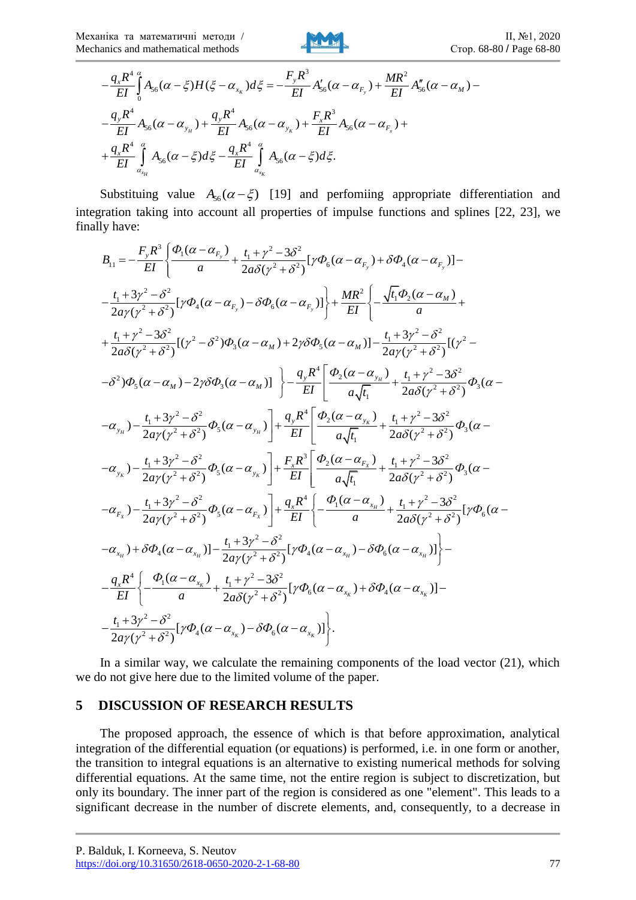$$-\frac{q_x R^4}{EI}\int_0^{\alpha} A_{56}(\alpha-\xi)H(\xi-\alpha_{x_K})d\xi = -\frac{F_y R^3}{EI}A'_{56}(\alpha-\alpha_{F_y}) + \frac{MR^2}{EI}A''_{56}(\alpha-\alpha_M) -$$

$$-\frac{q_y R^4}{EI}A_{56}(\alpha-\alpha_{y_H}) + \frac{q_y R^4}{EI}A_{56}(\alpha-\alpha_{y_K}) + \frac{F_x R^3}{EI}A_{56}(\alpha-\alpha_{F_x}) +$$

$$+\frac{q_x R^4}{EI}\int_{\alpha_{x_H}}^{\alpha} A_{56}(\alpha-\xi)d\xi - \frac{q_x R^4}{EI}\int_{\alpha_{x_K}}^{\alpha} A_{56}(\alpha-\xi)d\xi.$$

Substituing value $A_{56}(\alpha-\xi)$ [19] and perfomiing appropriate differentiation and integration taking into account all properties of impulse functions and splines [22, 23], we finally have:

$$B_{11} = -\frac{F_y R^3}{EI}\left\{\frac{\Phi_1(\alpha-\alpha_{F_y})}{a} + \frac{t_1+\gamma^2-3\delta^2}{2a\delta(\gamma^2+\delta^2)}[\gamma\Phi_6(\alpha-\alpha_{F_y}) + \delta\Phi_4(\alpha-\alpha_{F_y})] -\right.$$

$$\left.-\frac{t_1+3\gamma^2-\delta^2}{2a\gamma(\gamma^2+\delta^2)}[\gamma\Phi_4(\alpha-\alpha_{F_y}) - \delta\Phi_6(\alpha-\alpha_{F_y})]\right\} + \frac{MR^2}{EI}\left\{-\frac{\sqrt{t_1}\Phi_2(\alpha-\alpha_M)}{a} +\right.$$

$$+\frac{t_1+\gamma^2-3\delta^2}{2a\delta(\gamma^2+\delta^2)}[(\gamma^2-\delta^2)\Phi_3(\alpha-\alpha_M) + 2\gamma\delta\Phi_5(\alpha-\alpha_M)] - \frac{t_1+3\gamma^2-\delta^2}{2a\gamma(\gamma^2+\delta^2)}[(\gamma^2 -$$

$$\left.-\delta^2)\Phi_5(\alpha-\alpha_M) - 2\gamma\delta\Phi_3(\alpha-\alpha_M)]\right\} - \frac{q_y R^4}{EI}\left[\frac{\Phi_2(\alpha-\alpha_{y_H})}{a\sqrt{t_1}} + \frac{t_1+\gamma^2-3\delta^2}{2a\delta(\gamma^2+\delta^2)}\Phi_3(\alpha -\right.$$

$$\left.-\alpha_{y_H}) - \frac{t_1+3\gamma^2-\delta^2}{2a\gamma(\gamma^2+\delta^2)}\Phi_5(\alpha-\alpha_{y_H})\right] + \frac{q_y R^4}{EI}\left[\frac{\Phi_2(\alpha-\alpha_{y_K})}{a\sqrt{t_1}} + \frac{t_1+\gamma^2-3\delta^2}{2a\delta(\gamma^2+\delta^2)}\Phi_3(\alpha -\right.$$

$$\left.-\alpha_{y_K}) - \frac{t_1+3\gamma^2-\delta^2}{2a\gamma(\gamma^2+\delta^2)}\Phi_5(\alpha-\alpha_{y_K})\right] + \frac{F_x R^3}{EI}\left[\frac{\Phi_2(\alpha-\alpha_{F_x})}{a\sqrt{t_1}} + \frac{t_1+\gamma^2-3\delta^2}{2a\delta(\gamma^2+\delta^2)}\Phi_3(\alpha -\right.$$

$$\left.-\alpha_{F_x}) - \frac{t_1+3\gamma^2-\delta^2}{2a\gamma(\gamma^2+\delta^2)}\Phi_5(\alpha-\alpha_{F_x})\right] + \frac{q_x R^4}{EI}\left\{-\frac{\Phi_1(\alpha-\alpha_{x_H})}{a} + \frac{t_1+\gamma^2-3\delta^2}{2a\delta(\gamma^2+\delta^2)}[\gamma\Phi_6(\alpha -\right.$$

$$\left.-\alpha_{x_H}) + \delta\Phi_4(\alpha-\alpha_{x_H})] - \frac{t_1+3\gamma^2-\delta^2}{2a\gamma(\gamma^2+\delta^2)}[\gamma\Phi_4(\alpha-\alpha_{x_H}) - \delta\Phi_6(\alpha-\alpha_{x_H})]\right\} -$$

$$-\frac{q_x R^4}{EI}\left\{-\frac{\Phi_1(\alpha-\alpha_{x_K})}{a} + \frac{t_1+\gamma^2-3\delta^2}{2a\delta(\gamma^2+\delta^2)}[\gamma\Phi_6(\alpha-\alpha_{x_K}) + \delta\Phi_4(\alpha-\alpha_{x_K})] -\right.$$

$$\left.-\frac{t_1+3\gamma^2-\delta^2}{2a\gamma(\gamma^2+\delta^2)}[\gamma\Phi_4(\alpha-\alpha_{x_K}) - \delta\Phi_6(\alpha-\alpha_{x_K})]\right\}.$$

In a similar way, we calculate the remaining components of the load vector (21), which we do not give here due to the limited volume of the paper.

## 5 DISCUSSION OF RESEARCH RESULTS

The proposed approach, the essence of which is that before approximation, analytical integration of the differential equation (or equations) is performed, i.e. in one form or another, the transition to integral equations is an alternative to existing numerical methods for solving differential equations. At the same time, not the entire region is subject to discretization, but only its boundary. The inner part of the region is considered as one "element". This leads to a significant decrease in the number of discrete elements, and, consequently, to a decrease in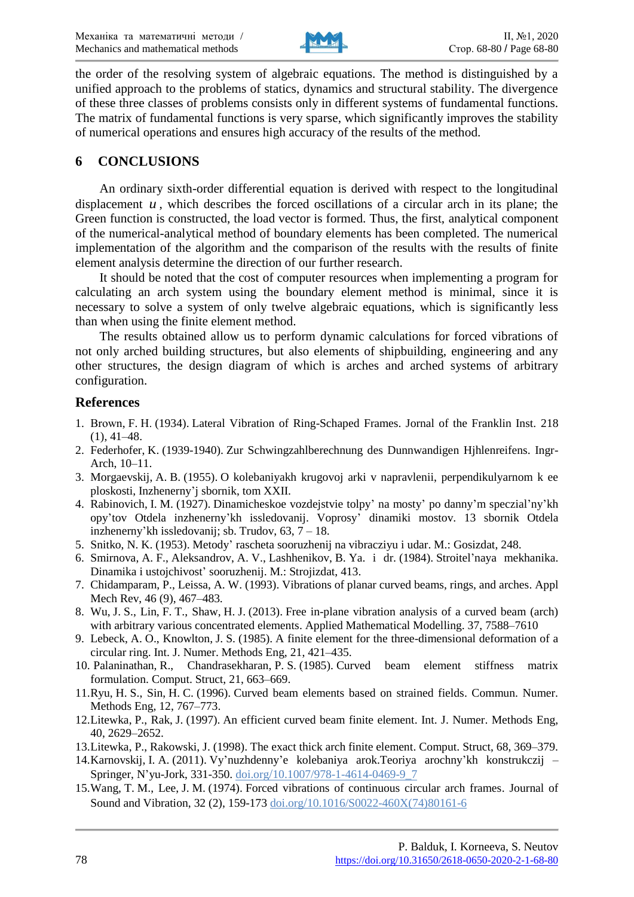the order of the resolving system of algebraic equations. The method is distinguished by a unified approach to the problems of statics, dynamics and structural stability. The divergence of these three classes of problems consists only in different systems of fundamental functions. The matrix of fundamental functions is very sparse, which significantly improves the stability of numerical operations and ensures high accuracy of the results of the method.

## 6 CONCLUSIONS

An ordinary sixth-order differential equation is derived with respect to the longitudinal displacement $u$, which describes the forced oscillations of a circular arch in its plane; the Green function is constructed, the load vector is formed. Thus, the first, analytical component of the numerical-analytical method of boundary elements has been completed. The numerical implementation of the algorithm and the comparison of the results with the results of finite element analysis determine the direction of our further research.

It should be noted that the cost of computer resources when implementing a program for calculating an arch system using the boundary element method is minimal, since it is necessary to solve a system of only twelve algebraic equations, which is significantly less than when using the finite element method.

The results obtained allow us to perform dynamic calculations for forced vibrations of not only arched building structures, but also elements of shipbuilding, engineering and any other structures, the design diagram of which is arches and arched systems of arbitrary configuration.

## References

1. Brown, F. H. (1934). Lateral Vibration of Ring-Schaped Frames. Jornal of the Franklin Inst. 218 (1), 41–48.
2. Federhofer, K. (1939-1940). Zur Schwingzahlberechnung des Dunnwandigen Hjhlenreifens. Ingr-Arch, 10–11.
3. Morgaevskij, A. B. (1955). O kolebaniyakh krugovoj arki v napravlenii, perpendikulyarnom k ee ploskosti, Inzhenerny'j sbornik, tom XXII.
4. Rabinovich, I. M. (1927). Dinamicheskoe vozdejstvie tolpy' na mosty' po danny'm speczial'ny'kh opy'tov Otdela inzhenerny'kh issledovanij. Voprosy' dinamiki mostov. 13 sbornik Otdela inzhenerny'kh issledovanij; sb. Trudov, 63, 7 – 18.
5. Snitko, N. K. (1953). Metody' rascheta sooruzhenij na vibracziyu i udar. M.: Gosizdat, 248.
6. Smirnova, A. F., Aleksandrov, A. V., Lashhenikov, B. Ya. i dr. (1984). Stroitel'naya mekhanika. Dinamika i ustojchivost' sooruzhenij. M.: Strojizdat, 413.
7. Chidamparam, P., Leissa, A. W. (1993). Vibrations of planar curved beams, rings, and arches. Appl Mech Rev, 46 (9), 467–483.
8. Wu, J. S., Lin, F. T., Shaw, H. J. (2013). Free in-plane vibration analysis of a curved beam (arch) with arbitrary various concentrated elements. Applied Mathematical Modelling. 37, 7588–7610
9. Lebeck, A. O., Knowlton, J. S. (1985). A finite element for the three-dimensional deformation of a circular ring. Int. J. Numer. Methods Eng, 21, 421–435.
10. Palaninathan, R., Chandrasekharan, P. S. (1985). Curved beam element stiffness matrix formulation. Comput. Struct, 21, 663–669.
11. Ryu, H. S., Sin, H. C. (1996). Curved beam elements based on strained fields. Commun. Numer. Methods Eng, 12, 767–773.
12. Litewka, P., Rak, J. (1997). An efficient curved beam finite element. Int. J. Numer. Methods Eng, 40, 2629–2652.
13. Litewka, P., Rakowski, J. (1998). The exact thick arch finite element. Comput. Struct, 68, 369–379.
14. Karnovskij, I. A. (2011). Vy'nuzhdenny'e kolebaniya arok.Teoriya arochny'kh konstrukczij – Springer, N'yu-Jork, 331-350. doi.org/10.1007/978-1-4614-0469-9_7
15. Wang, T. M., Lee, J. M. (1974). Forced vibrations of continuous circular arch frames. Journal of Sound and Vibration, 32 (2), 159-173 doi.org/10.1016/S0022-460X(74)80161-6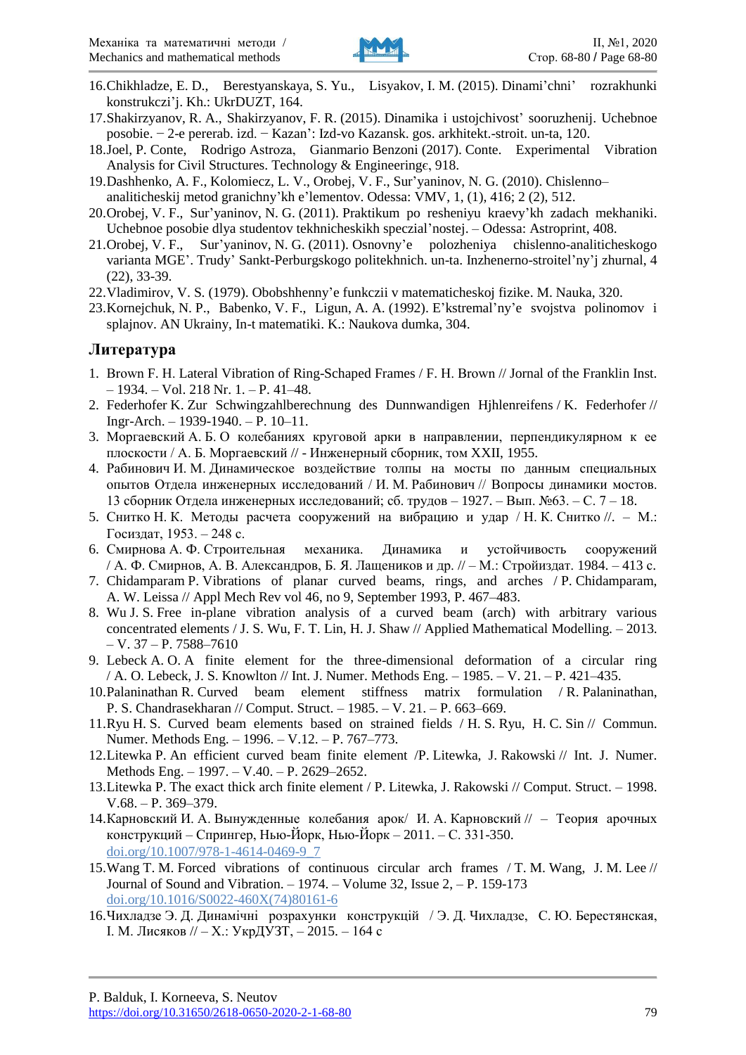16. Chikhladze, E. D., Berestyanskaya, S. Yu., Lisyakov, I. M. (2015). Dinami'chni' rozrakhunki konstrukczi'j. Kh.: UkrDUZT, 164.
17. Shakirzyanov, R. A., Shakirzyanov, F. R. (2015). Dinamika i ustojchivost' sooruzhenij. Uchebnoe posobie. − 2-e pererab. izd. − Kazan': Izd-vo Kazansk. gos. arkhitekt.-stroit. un-ta, 120.
18. Joel, P. Conte, Rodrigo Astroza, Gianmario Benzoni (2017). Conte. Experimental Vibration Analysis for Civil Structures. Technology & Engineeringє, 918.
19. Dashhenko, A. F., Kolomiecz, L. V., Orobej, V. F., Sur'yaninov, N. G. (2010). Chislenno–analiticheskij metod granichny'kh e'lementov. Odessa: VMV, 1, (1), 416; 2 (2), 512.
20. Orobej, V. F., Sur'yaninov, N. G. (2011). Praktikum po resheniyu kraevy'kh zadach mekhaniki. Uchebnoe posobie dlya studentov tekhnicheskikh speczial'nostej. – Odessa: Astroprint, 408.
21. Orobej, V. F., Sur'yaninov, N. G. (2011). Osnovny'e polozheniya chislenno-analiticheskogo varianta MGE'. Trudy' Sankt-Perburgskogo politekhnich. un-ta. Inzhenerno-stroitel'ny'j zhurnal, 4 (22), 33-39.
22. Vladimirov, V. S. (1979). Obobshhenny'e funkczii v matematicheskoj fizike. M. Nauka, 320.
23. Kornejchuk, N. P., Babenko, V. F., Ligun, A. A. (1992). E'kstremal'ny'e svojstva polinomov i splajnov. AN Ukrainy, In-t matematiki. K.: Naukova dumka, 304.

## Литература

1. Brown F. H. Lateral Vibration of Ring-Schaped Frames / F. H. Brown // Jornal of the Franklin Inst. – 1934. – Vol. 218 Nr. 1. – P. 41–48.
2. Federhofer K. Zur Schwingzahlberechnung des Dunnwandigen Hjhlenreifens / K. Federhofer // Ingr-Arch. – 1939-1940. – P. 10–11.
3. Моргаевский А. Б. О колебаниях круговой арки в направлении, перпендикулярном к ее плоскости / А. Б. Моргаевский // - Инженерный сборник, том XXII, 1955.
4. Рабинович И. М. Динамическое воздействие толпы на мосты по данным специальных опытов Отдела инженерных исследований / И. М. Рабинович // Вопросы динамики мостов. 13 сборник Отдела инженерных исследований; сб. трудов – 1927. – Вып. №63. – С. 7 – 18.
5. Снитко Н. К. Методы расчета сооружений на вибрацию и удар / Н. К. Снитко //. – М.: Госиздат, 1953. – 248 с.
6. Смирнова А. Ф. Строительная механика. Динамика и устойчивость сооружений / А. Ф. Смирнов, А. В. Александров, Б. Я. Лащеников и др. // – М.: Стройиздат. 1984. – 413 с.
7. Chidamparam P. Vibrations of planar curved beams, rings, and arches / P. Chidamparam, A. W. Leissa // Appl Mech Rev vol 46, no 9, September 1993, P. 467–483.
8. Wu J. S. Free in-plane vibration analysis of a curved beam (arch) with arbitrary various concentrated elements / J. S. Wu, F. T. Lin, H. J. Shaw // Applied Mathematical Modelling. – 2013. – V. 37 – P. 7588–7610
9. Lebeck A. O. A finite element for the three-dimensional deformation of a circular ring / A. O. Lebeck, J. S. Knowlton // Int. J. Numer. Methods Eng. – 1985. – V. 21. – P. 421–435.
10. Palaninathan R. Curved beam element stiffness matrix formulation / R. Palaninathan, P. S. Chandrasekharan // Comput. Struct. – 1985. – V. 21. – P. 663–669.
11. Ryu H. S. Curved beam elements based on strained fields / H. S. Ryu, H. C. Sin // Commun. Numer. Methods Eng. – 1996. – V.12. – P. 767–773.
12. Litewka P. An efficient curved beam finite element /P. Litewka, J. Rakowski // Int. J. Numer. Methods Eng. – 1997. – V.40. – P. 2629–2652.
13. Litewka P. The exact thick arch finite element / P. Litewka, J. Rakowski // Comput. Struct. – 1998. V.68. – P. 369–379.
14. Карновский И. А. Вынужденные колебания арок/ И. А. Карновский // – Теория арочных конструкций – Спрингер, Нью-Йорк, Нью-Йорк – 2011. – С. 331-350. doi.org/10.1007/978-1-4614-0469-9_7
15. Wang T. M. Forced vibrations of continuous circular arch frames / T. M. Wang, J. M. Lee // Journal of Sound and Vibration. – 1974. – Volume 32, Issue 2, – P. 159-173 doi.org/10.1016/S0022-460X(74)80161-6
16. Чихладзе Э. Д. Динамічні розрахунки конструкцій / Э. Д. Чихладзе, С. Ю. Берестянская, І. М. Лисяков // – Х.: УкрДУЗТ, – 2015. – 164 с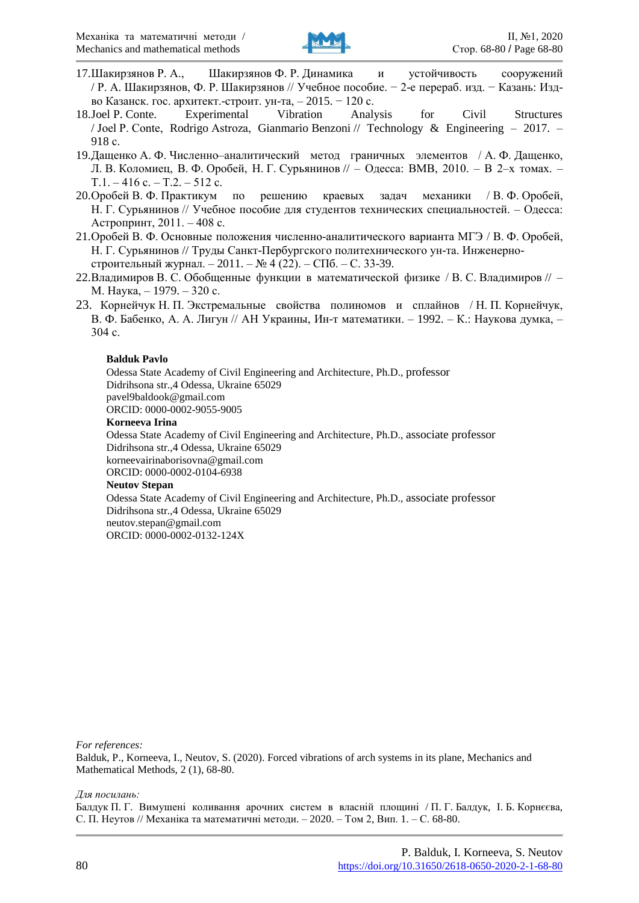17. Шакирзянов Р. А., Шакирзянов Ф. Р. Динамика и устойчивость сооружений / Р. А. Шакирзянов, Ф. Р. Шакирзянов // Учебное пособие. − 2-е перераб. изд. − Казань: Изд-во Казанск. гос. архитект.-строит. ун-та, – 2015. − 120 с.
18. Joel P. Conte. Experimental Vibration Analysis for Civil Structures / Joel P. Conte, Rodrigo Astroza, Gianmario Benzoni // Technology & Engineering – 2017. – 918 с.
19. Дащенко А. Ф. Численно–аналитический метод граничных элементов / А. Ф. Дащенко, Л. В. Коломиец, В. Ф. Оробей, Н. Г. Сурьянинов // – Одесса: ВМВ, 2010. – В 2–х томах. – Т.1. – 416 с. – Т.2. – 512 с.
20. Оробей В. Ф. Практикум по решению краевых задач механики / В. Ф. Оробей, Н. Г. Сурьянинов // Учебное пособие для студентов технических специальностей. – Одесса: Астропринт, 2011. – 408 с.
21. Оробей В. Ф. Основные положения численно-аналитического варианта МГЭ / В. Ф. Оробей, Н. Г. Сурьянинов // Труды Санкт-Пербургского политехнического ун-та. Инженерно-строительный журнал. – 2011. – № 4 (22). – СПб. – С. 33-39.
22. Владимиров В. С. Обобщенные функции в математической физике / В. С. Владимиров // – М. Наука, – 1979. – 320 с.
23. Корнейчук Н. П. Экстремальные свойства полиномов и сплайнов / Н. П. Корнейчук, В. Ф. Бабенко, А. А. Лигун // АН Украины, Ин-т математики. – 1992. – К.: Наукова думка, – 304 с.

**Balduk Pavlo**
Odessa State Academy of Civil Engineering and Architecture, Ph.D., professor
Didrihsona str.,4 Odessa, Ukraine 65029
pavel9baldook@gmail.com
ORCID: 0000-0002-9055-9005

**Korneeva Irina**
Odessa State Academy of Civil Engineering and Architecture, Ph.D., associate professor
Didrihsona str.,4 Odessa, Ukraine 65029
korneevairinaborisovna@gmail.com
ORCID: 0000-0002-0104-6938

**Neutov Stepan**
Odessa State Academy of Civil Engineering and Architecture, Ph.D., associate professor
Didrihsona str.,4 Odessa, Ukraine 65029
neutov.stepan@gmail.com
ORCID: 0000-0002-0132-124X

*For references:*
Balduk, P., Korneeva, I., Neutov, S. (2020). Forced vibrations of arch systems in its plane, Mechanics and Mathematical Methods, 2 (1), 68-80.

*Для посилань:*
Балдук П. Г. Вимушені коливання арочних систем в власній площині / П. Г. Балдук, І. Б. Корнєєва, С. П. Неутов // Механіка та математичні методи. – 2020. – Том 2, Вип. 1. – С. 68-80.

P. Balduk, I. Korneeva, S. Neutov
https://doi.org/10.31650/2618-0650-2020-2-1-68-80